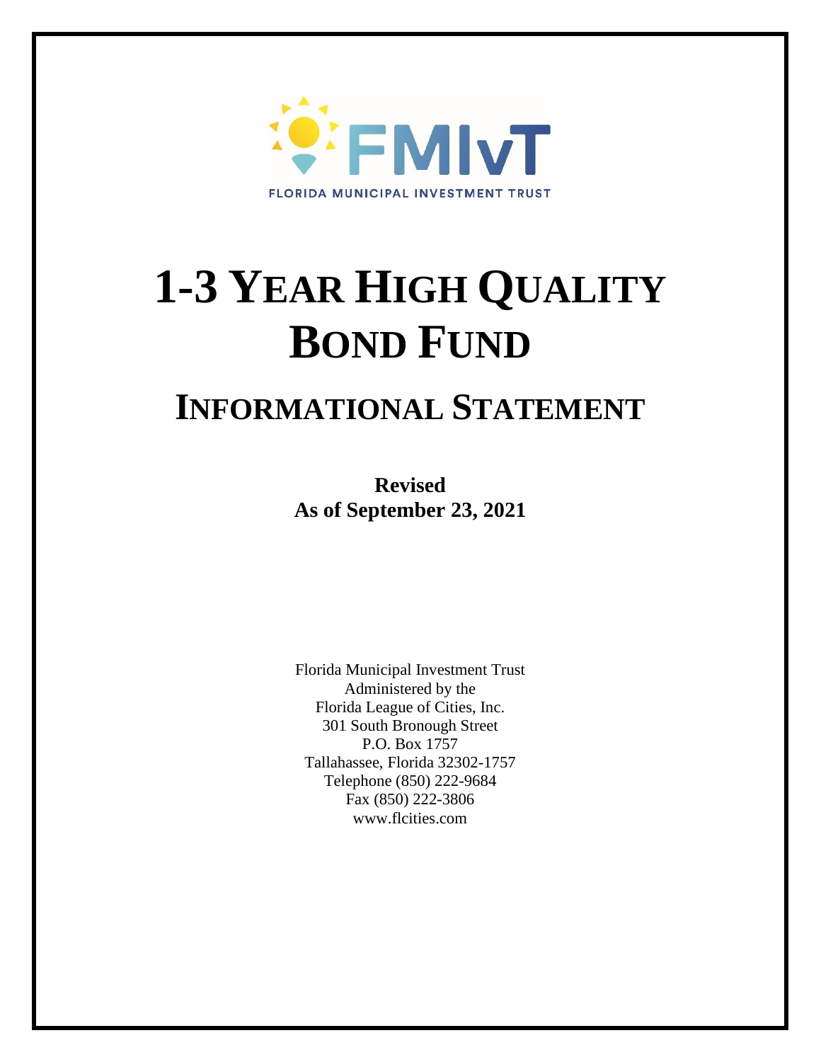FMIvT

FLORIDA MUNICIPAL INVESTMENT TRUST

# 1-3 YEAR HIGH QUALITY BOND FUND

## INFORMATIONAL STATEMENT

**Revised**
**As of September 23, 2021**

Florida Municipal Investment Trust
Administered by the
Florida League of Cities, Inc.
301 South Bronough Street
P.O. Box 1757
Tallahassee, Florida 32302-1757
Telephone (850) 222-9684
Fax (850) 222-3806
www.flcities.com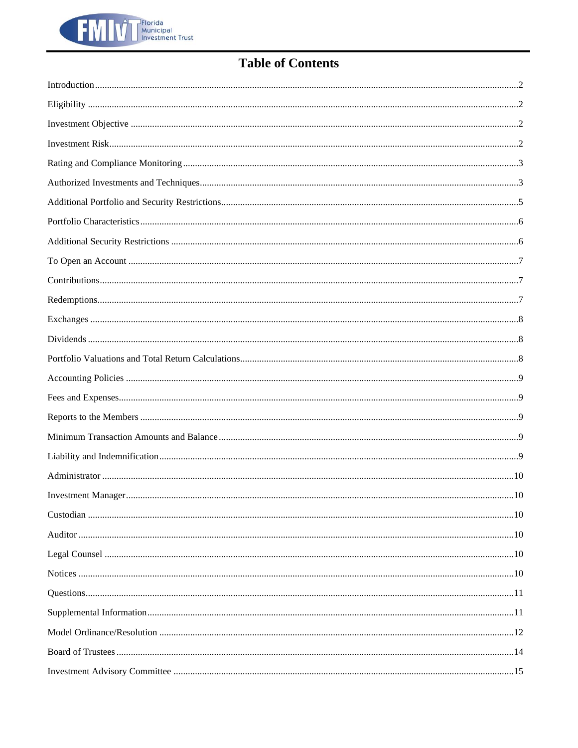# Table of Contents

| | |
|---|---|
| Introduction | 2 |
| Eligibility | 2 |
| Investment Objective | 2 |
| Investment Risk | 2 |
| Rating and Compliance Monitoring | 3 |
| Authorized Investments and Techniques | 3 |
| Additional Portfolio and Security Restrictions | 5 |
| Portfolio Characteristics | 6 |
| Additional Security Restrictions | 6 |
| To Open an Account | 7 |
| Contributions | 7 |
| Redemptions | 7 |
| Exchanges | 8 |
| Dividends | 8 |
| Portfolio Valuations and Total Return Calculations | 8 |
| Accounting Policies | 9 |
| Fees and Expenses | 9 |
| Reports to the Members | 9 |
| Minimum Transaction Amounts and Balance | 9 |
| Liability and Indemnification | 9 |
| Administrator | 10 |
| Investment Manager | 10 |
| Custodian | 10 |
| Auditor | 10 |
| Legal Counsel | 10 |
| Notices | 10 |
| Questions | 11 |
| Supplemental Information | 11 |
| Model Ordinance/Resolution | 12 |
| Board of Trustees | 14 |
| Investment Advisory Committee | 15 |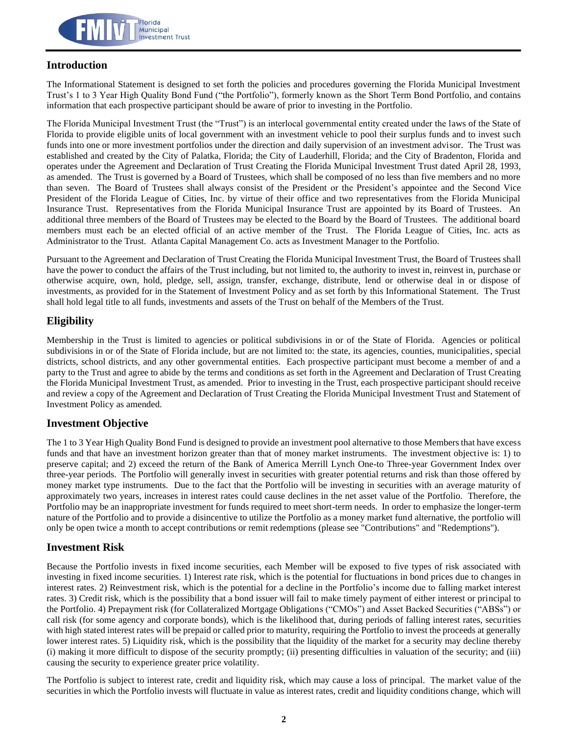## Introduction

The Informational Statement is designed to set forth the policies and procedures governing the Florida Municipal Investment Trust's 1 to 3 Year High Quality Bond Fund ("the Portfolio"), formerly known as the Short Term Bond Portfolio, and contains information that each prospective participant should be aware of prior to investing in the Portfolio.

The Florida Municipal Investment Trust (the "Trust") is an interlocal governmental entity created under the laws of the State of Florida to provide eligible units of local government with an investment vehicle to pool their surplus funds and to invest such funds into one or more investment portfolios under the direction and daily supervision of an investment advisor. The Trust was established and created by the City of Palatka, Florida; the City of Lauderhill, Florida; and the City of Bradenton, Florida and operates under the Agreement and Declaration of Trust Creating the Florida Municipal Investment Trust dated April 28, 1993, as amended. The Trust is governed by a Board of Trustees, which shall be composed of no less than five members and no more than seven. The Board of Trustees shall always consist of the President or the President's appointee and the Second Vice President of the Florida League of Cities, Inc. by virtue of their office and two representatives from the Florida Municipal Insurance Trust. Representatives from the Florida Municipal Insurance Trust are appointed by its Board of Trustees. An additional three members of the Board of Trustees may be elected to the Board by the Board of Trustees. The additional board members must each be an elected official of an active member of the Trust. The Florida League of Cities, Inc. acts as Administrator to the Trust. Atlanta Capital Management Co. acts as Investment Manager to the Portfolio.

Pursuant to the Agreement and Declaration of Trust Creating the Florida Municipal Investment Trust, the Board of Trustees shall have the power to conduct the affairs of the Trust including, but not limited to, the authority to invest in, reinvest in, purchase or otherwise acquire, own, hold, pledge, sell, assign, transfer, exchange, distribute, lend or otherwise deal in or dispose of investments, as provided for in the Statement of Investment Policy and as set forth by this Informational Statement. The Trust shall hold legal title to all funds, investments and assets of the Trust on behalf of the Members of the Trust.

## Eligibility

Membership in the Trust is limited to agencies or political subdivisions in or of the State of Florida. Agencies or political subdivisions in or of the State of Florida include, but are not limited to: the state, its agencies, counties, municipalities, special districts, school districts, and any other governmental entities. Each prospective participant must become a member of and a party to the Trust and agree to abide by the terms and conditions as set forth in the Agreement and Declaration of Trust Creating the Florida Municipal Investment Trust, as amended. Prior to investing in the Trust, each prospective participant should receive and review a copy of the Agreement and Declaration of Trust Creating the Florida Municipal Investment Trust and Statement of Investment Policy as amended.

## Investment Objective

The 1 to 3 Year High Quality Bond Fund is designed to provide an investment pool alternative to those Members that have excess funds and that have an investment horizon greater than that of money market instruments. The investment objective is: 1) to preserve capital; and 2) exceed the return of the Bank of America Merrill Lynch One-to Three-year Government Index over three-year periods. The Portfolio will generally invest in securities with greater potential returns and risk than those offered by money market type instruments. Due to the fact that the Portfolio will be investing in securities with an average maturity of approximately two years, increases in interest rates could cause declines in the net asset value of the Portfolio. Therefore, the Portfolio may be an inappropriate investment for funds required to meet short-term needs. In order to emphasize the longer-term nature of the Portfolio and to provide a disincentive to utilize the Portfolio as a money market fund alternative, the portfolio will only be open twice a month to accept contributions or remit redemptions (please see "Contributions" and "Redemptions").

## Investment Risk

Because the Portfolio invests in fixed income securities, each Member will be exposed to five types of risk associated with investing in fixed income securities. 1) Interest rate risk, which is the potential for fluctuations in bond prices due to changes in interest rates. 2) Reinvestment risk, which is the potential for a decline in the Portfolio's income due to falling market interest rates. 3) Credit risk, which is the possibility that a bond issuer will fail to make timely payment of either interest or principal to the Portfolio. 4) Prepayment risk (for Collateralized Mortgage Obligations ("CMOs") and Asset Backed Securities ("ABSs") or call risk (for some agency and corporate bonds), which is the likelihood that, during periods of falling interest rates, securities with high stated interest rates will be prepaid or called prior to maturity, requiring the Portfolio to invest the proceeds at generally lower interest rates. 5) Liquidity risk, which is the possibility that the liquidity of the market for a security may decline thereby (i) making it more difficult to dispose of the security promptly; (ii) presenting difficulties in valuation of the security; and (iii) causing the security to experience greater price volatility.

The Portfolio is subject to interest rate, credit and liquidity risk, which may cause a loss of principal. The market value of the securities in which the Portfolio invests will fluctuate in value as interest rates, credit and liquidity conditions change, which will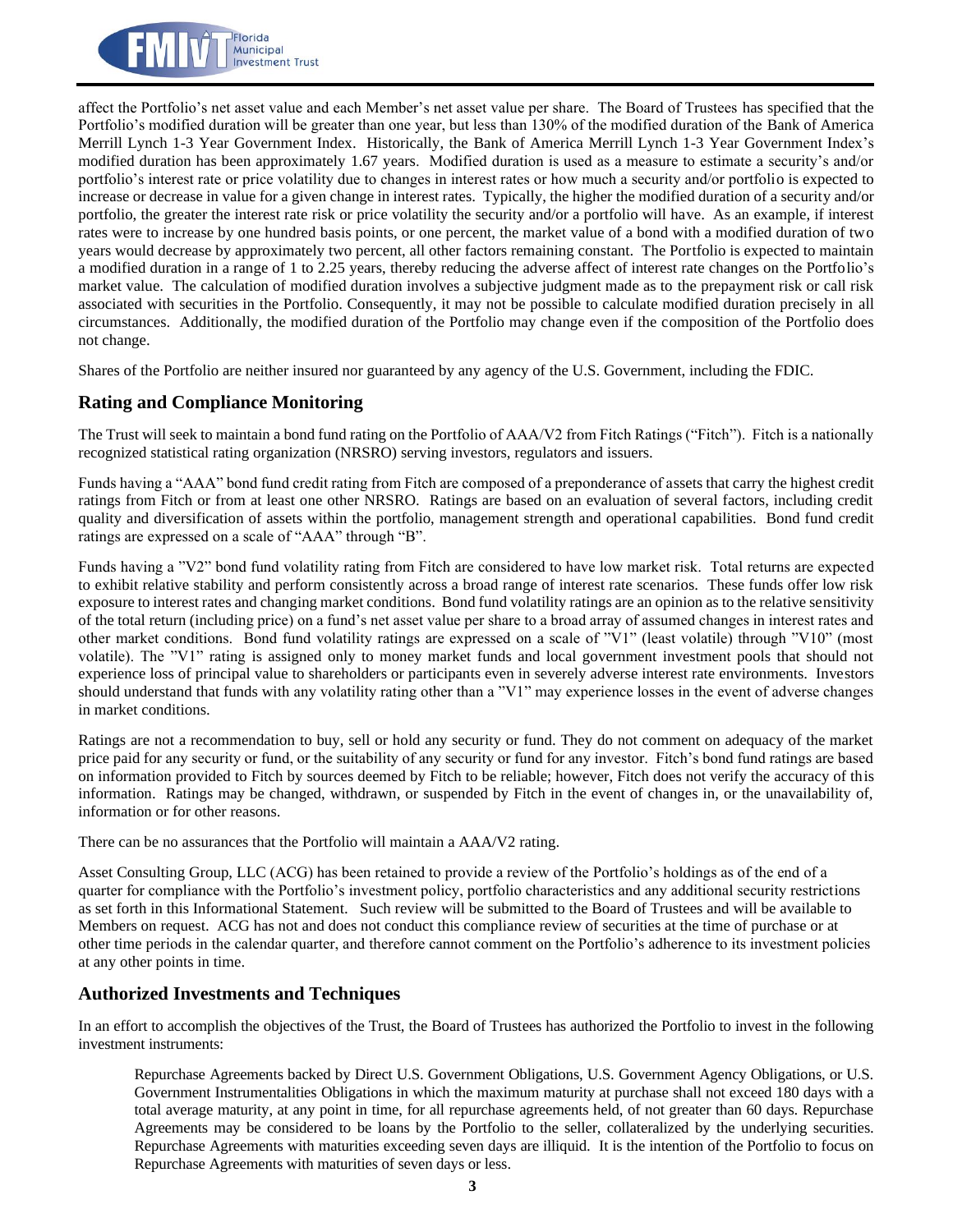affect the Portfolio's net asset value and each Member's net asset value per share. The Board of Trustees has specified that the Portfolio's modified duration will be greater than one year, but less than 130% of the modified duration of the Bank of America Merrill Lynch 1-3 Year Government Index. Historically, the Bank of America Merrill Lynch 1-3 Year Government Index's modified duration has been approximately 1.67 years. Modified duration is used as a measure to estimate a security's and/or portfolio's interest rate or price volatility due to changes in interest rates or how much a security and/or portfolio is expected to increase or decrease in value for a given change in interest rates. Typically, the higher the modified duration of a security and/or portfolio, the greater the interest rate risk or price volatility the security and/or a portfolio will have. As an example, if interest rates were to increase by one hundred basis points, or one percent, the market value of a bond with a modified duration of two years would decrease by approximately two percent, all other factors remaining constant. The Portfolio is expected to maintain a modified duration in a range of 1 to 2.25 years, thereby reducing the adverse affect of interest rate changes on the Portfolio's market value. The calculation of modified duration involves a subjective judgment made as to the prepayment risk or call risk associated with securities in the Portfolio. Consequently, it may not be possible to calculate modified duration precisely in all circumstances. Additionally, the modified duration of the Portfolio may change even if the composition of the Portfolio does not change.

Shares of the Portfolio are neither insured nor guaranteed by any agency of the U.S. Government, including the FDIC.

## Rating and Compliance Monitoring

The Trust will seek to maintain a bond fund rating on the Portfolio of AAA/V2 from Fitch Ratings ("Fitch"). Fitch is a nationally recognized statistical rating organization (NRSRO) serving investors, regulators and issuers.

Funds having a "AAA" bond fund credit rating from Fitch are composed of a preponderance of assets that carry the highest credit ratings from Fitch or from at least one other NRSRO. Ratings are based on an evaluation of several factors, including credit quality and diversification of assets within the portfolio, management strength and operational capabilities. Bond fund credit ratings are expressed on a scale of "AAA" through "B".

Funds having a "V2" bond fund volatility rating from Fitch are considered to have low market risk. Total returns are expected to exhibit relative stability and perform consistently across a broad range of interest rate scenarios. These funds offer low risk exposure to interest rates and changing market conditions. Bond fund volatility ratings are an opinion as to the relative sensitivity of the total return (including price) on a fund's net asset value per share to a broad array of assumed changes in interest rates and other market conditions. Bond fund volatility ratings are expressed on a scale of "V1" (least volatile) through "V10" (most volatile). The "V1" rating is assigned only to money market funds and local government investment pools that should not experience loss of principal value to shareholders or participants even in severely adverse interest rate environments. Investors should understand that funds with any volatility rating other than a "V1" may experience losses in the event of adverse changes in market conditions.

Ratings are not a recommendation to buy, sell or hold any security or fund. They do not comment on adequacy of the market price paid for any security or fund, or the suitability of any security or fund for any investor. Fitch's bond fund ratings are based on information provided to Fitch by sources deemed by Fitch to be reliable; however, Fitch does not verify the accuracy of this information. Ratings may be changed, withdrawn, or suspended by Fitch in the event of changes in, or the unavailability of, information or for other reasons.

There can be no assurances that the Portfolio will maintain a AAA/V2 rating.

Asset Consulting Group, LLC (ACG) has been retained to provide a review of the Portfolio's holdings as of the end of a quarter for compliance with the Portfolio's investment policy, portfolio characteristics and any additional security restrictions as set forth in this Informational Statement. Such review will be submitted to the Board of Trustees and will be available to Members on request. ACG has not and does not conduct this compliance review of securities at the time of purchase or at other time periods in the calendar quarter, and therefore cannot comment on the Portfolio's adherence to its investment policies at any other points in time.

## Authorized Investments and Techniques

In an effort to accomplish the objectives of the Trust, the Board of Trustees has authorized the Portfolio to invest in the following investment instruments:

> Repurchase Agreements backed by Direct U.S. Government Obligations, U.S. Government Agency Obligations, or U.S. Government Instrumentalities Obligations in which the maximum maturity at purchase shall not exceed 180 days with a total average maturity, at any point in time, for all repurchase agreements held, of not greater than 60 days. Repurchase Agreements may be considered to be loans by the Portfolio to the seller, collateralized by the underlying securities. Repurchase Agreements with maturities exceeding seven days are illiquid. It is the intention of the Portfolio to focus on Repurchase Agreements with maturities of seven days or less.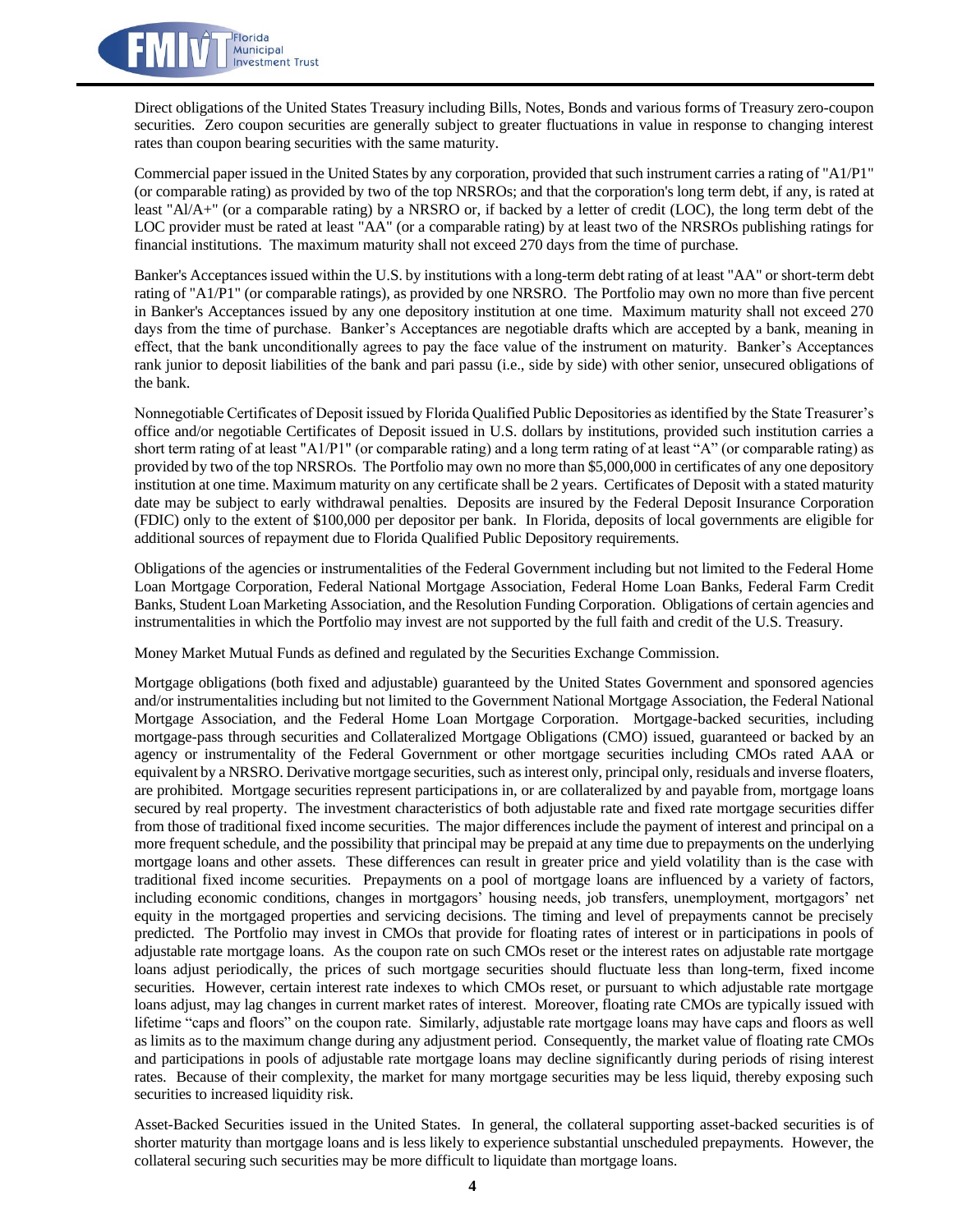Direct obligations of the United States Treasury including Bills, Notes, Bonds and various forms of Treasury zero-coupon securities. Zero coupon securities are generally subject to greater fluctuations in value in response to changing interest rates than coupon bearing securities with the same maturity.

Commercial paper issued in the United States by any corporation, provided that such instrument carries a rating of "A1/P1" (or comparable rating) as provided by two of the top NRSROs; and that the corporation's long term debt, if any, is rated at least "Al/A+" (or a comparable rating) by a NRSRO or, if backed by a letter of credit (LOC), the long term debt of the LOC provider must be rated at least "AA" (or a comparable rating) by at least two of the NRSROs publishing ratings for financial institutions. The maximum maturity shall not exceed 270 days from the time of purchase.

Banker's Acceptances issued within the U.S. by institutions with a long-term debt rating of at least "AA" or short-term debt rating of "A1/P1" (or comparable ratings), as provided by one NRSRO. The Portfolio may own no more than five percent in Banker's Acceptances issued by any one depository institution at one time. Maximum maturity shall not exceed 270 days from the time of purchase. Banker's Acceptances are negotiable drafts which are accepted by a bank, meaning in effect, that the bank unconditionally agrees to pay the face value of the instrument on maturity. Banker's Acceptances rank junior to deposit liabilities of the bank and pari passu (i.e., side by side) with other senior, unsecured obligations of the bank.

Nonnegotiable Certificates of Deposit issued by Florida Qualified Public Depositories as identified by the State Treasurer's office and/or negotiable Certificates of Deposit issued in U.S. dollars by institutions, provided such institution carries a short term rating of at least "A1/P1" (or comparable rating) and a long term rating of at least "A" (or comparable rating) as provided by two of the top NRSROs. The Portfolio may own no more than $5,000,000 in certificates of any one depository institution at one time. Maximum maturity on any certificate shall be 2 years. Certificates of Deposit with a stated maturity date may be subject to early withdrawal penalties. Deposits are insured by the Federal Deposit Insurance Corporation (FDIC) only to the extent of $100,000 per depositor per bank. In Florida, deposits of local governments are eligible for additional sources of repayment due to Florida Qualified Public Depository requirements.

Obligations of the agencies or instrumentalities of the Federal Government including but not limited to the Federal Home Loan Mortgage Corporation, Federal National Mortgage Association, Federal Home Loan Banks, Federal Farm Credit Banks, Student Loan Marketing Association, and the Resolution Funding Corporation. Obligations of certain agencies and instrumentalities in which the Portfolio may invest are not supported by the full faith and credit of the U.S. Treasury.

Money Market Mutual Funds as defined and regulated by the Securities Exchange Commission.

Mortgage obligations (both fixed and adjustable) guaranteed by the United States Government and sponsored agencies and/or instrumentalities including but not limited to the Government National Mortgage Association, the Federal National Mortgage Association, and the Federal Home Loan Mortgage Corporation. Mortgage-backed securities, including mortgage-pass through securities and Collateralized Mortgage Obligations (CMO) issued, guaranteed or backed by an agency or instrumentality of the Federal Government or other mortgage securities including CMOs rated AAA or equivalent by a NRSRO. Derivative mortgage securities, such as interest only, principal only, residuals and inverse floaters, are prohibited. Mortgage securities represent participations in, or are collateralized by and payable from, mortgage loans secured by real property. The investment characteristics of both adjustable rate and fixed rate mortgage securities differ from those of traditional fixed income securities. The major differences include the payment of interest and principal on a more frequent schedule, and the possibility that principal may be prepaid at any time due to prepayments on the underlying mortgage loans and other assets. These differences can result in greater price and yield volatility than is the case with traditional fixed income securities. Prepayments on a pool of mortgage loans are influenced by a variety of factors, including economic conditions, changes in mortgagors' housing needs, job transfers, unemployment, mortgagors' net equity in the mortgaged properties and servicing decisions. The timing and level of prepayments cannot be precisely predicted. The Portfolio may invest in CMOs that provide for floating rates of interest or in participations in pools of adjustable rate mortgage loans. As the coupon rate on such CMOs reset or the interest rates on adjustable rate mortgage loans adjust periodically, the prices of such mortgage securities should fluctuate less than long-term, fixed income securities. However, certain interest rate indexes to which CMOs reset, or pursuant to which adjustable rate mortgage loans adjust, may lag changes in current market rates of interest. Moreover, floating rate CMOs are typically issued with lifetime "caps and floors" on the coupon rate. Similarly, adjustable rate mortgage loans may have caps and floors as well as limits as to the maximum change during any adjustment period. Consequently, the market value of floating rate CMOs and participations in pools of adjustable rate mortgage loans may decline significantly during periods of rising interest rates. Because of their complexity, the market for many mortgage securities may be less liquid, thereby exposing such securities to increased liquidity risk.

Asset-Backed Securities issued in the United States. In general, the collateral supporting asset-backed securities is of shorter maturity than mortgage loans and is less likely to experience substantial unscheduled prepayments. However, the collateral securing such securities may be more difficult to liquidate than mortgage loans.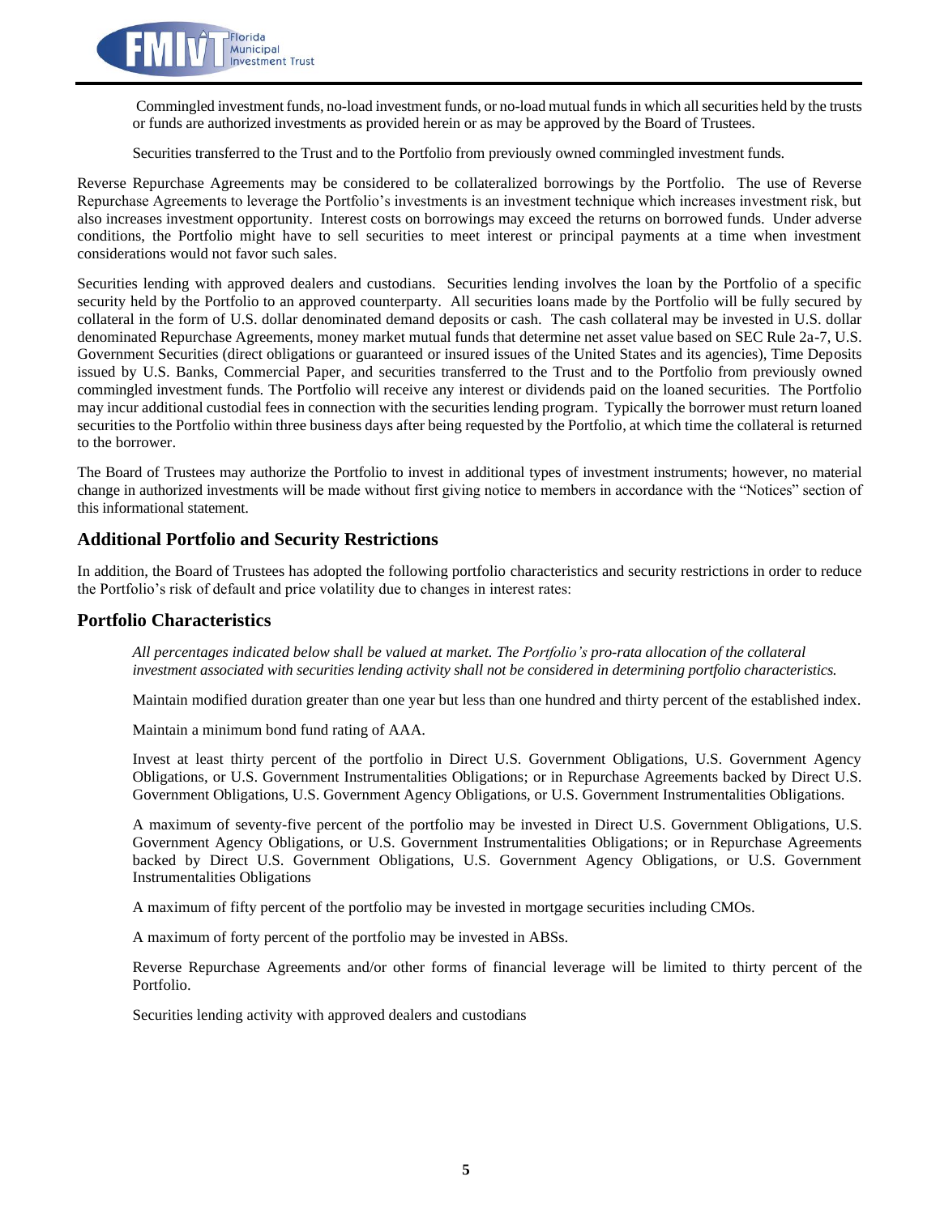Commingled investment funds, no-load investment funds, or no-load mutual funds in which all securities held by the trusts or funds are authorized investments as provided herein or as may be approved by the Board of Trustees.

Securities transferred to the Trust and to the Portfolio from previously owned commingled investment funds.

Reverse Repurchase Agreements may be considered to be collateralized borrowings by the Portfolio. The use of Reverse Repurchase Agreements to leverage the Portfolio's investments is an investment technique which increases investment risk, but also increases investment opportunity. Interest costs on borrowings may exceed the returns on borrowed funds. Under adverse conditions, the Portfolio might have to sell securities to meet interest or principal payments at a time when investment considerations would not favor such sales.

Securities lending with approved dealers and custodians. Securities lending involves the loan by the Portfolio of a specific security held by the Portfolio to an approved counterparty. All securities loans made by the Portfolio will be fully secured by collateral in the form of U.S. dollar denominated demand deposits or cash. The cash collateral may be invested in U.S. dollar denominated Repurchase Agreements, money market mutual funds that determine net asset value based on SEC Rule 2a-7, U.S. Government Securities (direct obligations or guaranteed or insured issues of the United States and its agencies), Time Deposits issued by U.S. Banks, Commercial Paper, and securities transferred to the Trust and to the Portfolio from previously owned commingled investment funds. The Portfolio will receive any interest or dividends paid on the loaned securities. The Portfolio may incur additional custodial fees in connection with the securities lending program. Typically the borrower must return loaned securities to the Portfolio within three business days after being requested by the Portfolio, at which time the collateral is returned to the borrower.

The Board of Trustees may authorize the Portfolio to invest in additional types of investment instruments; however, no material change in authorized investments will be made without first giving notice to members in accordance with the "Notices" section of this informational statement.

## Additional Portfolio and Security Restrictions

In addition, the Board of Trustees has adopted the following portfolio characteristics and security restrictions in order to reduce the Portfolio's risk of default and price volatility due to changes in interest rates:

## Portfolio Characteristics

*All percentages indicated below shall be valued at market. The Portfolio's pro-rata allocation of the collateral investment associated with securities lending activity shall not be considered in determining portfolio characteristics.*

Maintain modified duration greater than one year but less than one hundred and thirty percent of the established index.

Maintain a minimum bond fund rating of AAA.

Invest at least thirty percent of the portfolio in Direct U.S. Government Obligations, U.S. Government Agency Obligations, or U.S. Government Instrumentalities Obligations; or in Repurchase Agreements backed by Direct U.S. Government Obligations, U.S. Government Agency Obligations, or U.S. Government Instrumentalities Obligations.

A maximum of seventy-five percent of the portfolio may be invested in Direct U.S. Government Obligations, U.S. Government Agency Obligations, or U.S. Government Instrumentalities Obligations; or in Repurchase Agreements backed by Direct U.S. Government Obligations, U.S. Government Agency Obligations, or U.S. Government Instrumentalities Obligations

A maximum of fifty percent of the portfolio may be invested in mortgage securities including CMOs.

A maximum of forty percent of the portfolio may be invested in ABSs.

Reverse Repurchase Agreements and/or other forms of financial leverage will be limited to thirty percent of the Portfolio.

Securities lending activity with approved dealers and custodians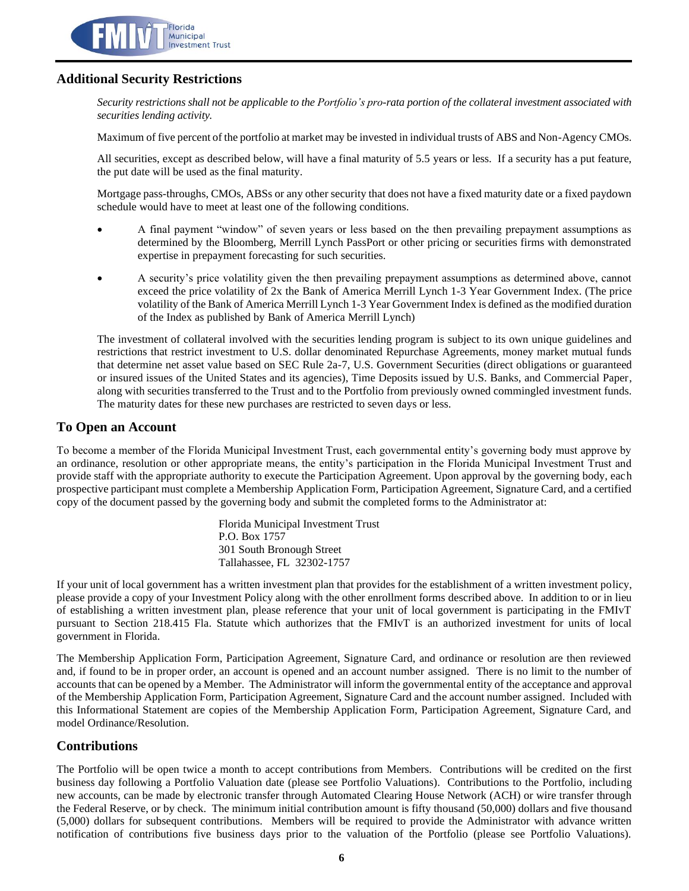## Additional Security Restrictions

*Security restrictions shall not be applicable to the Portfolio's pro-rata portion of the collateral investment associated with securities lending activity.*

Maximum of five percent of the portfolio at market may be invested in individual trusts of ABS and Non-Agency CMOs.

All securities, except as described below, will have a final maturity of 5.5 years or less. If a security has a put feature, the put date will be used as the final maturity.

Mortgage pass-throughs, CMOs, ABSs or any other security that does not have a fixed maturity date or a fixed paydown schedule would have to meet at least one of the following conditions.

- A final payment "window" of seven years or less based on the then prevailing prepayment assumptions as determined by the Bloomberg, Merrill Lynch PassPort or other pricing or securities firms with demonstrated expertise in prepayment forecasting for such securities.
- A security's price volatility given the then prevailing prepayment assumptions as determined above, cannot exceed the price volatility of 2x the Bank of America Merrill Lynch 1-3 Year Government Index. (The price volatility of the Bank of America Merrill Lynch 1-3 Year Government Index is defined as the modified duration of the Index as published by Bank of America Merrill Lynch)

The investment of collateral involved with the securities lending program is subject to its own unique guidelines and restrictions that restrict investment to U.S. dollar denominated Repurchase Agreements, money market mutual funds that determine net asset value based on SEC Rule 2a-7, U.S. Government Securities (direct obligations or guaranteed or insured issues of the United States and its agencies), Time Deposits issued by U.S. Banks, and Commercial Paper, along with securities transferred to the Trust and to the Portfolio from previously owned commingled investment funds. The maturity dates for these new purchases are restricted to seven days or less.

## To Open an Account

To become a member of the Florida Municipal Investment Trust, each governmental entity's governing body must approve by an ordinance, resolution or other appropriate means, the entity's participation in the Florida Municipal Investment Trust and provide staff with the appropriate authority to execute the Participation Agreement. Upon approval by the governing body, each prospective participant must complete a Membership Application Form, Participation Agreement, Signature Card, and a certified copy of the document passed by the governing body and submit the completed forms to the Administrator at:

Florida Municipal Investment Trust
P.O. Box 1757
301 South Bronough Street
Tallahassee, FL 32302-1757

If your unit of local government has a written investment plan that provides for the establishment of a written investment policy, please provide a copy of your Investment Policy along with the other enrollment forms described above. In addition to or in lieu of establishing a written investment plan, please reference that your unit of local government is participating in the FMIvT pursuant to Section 218.415 Fla. Statute which authorizes that the FMIvT is an authorized investment for units of local government in Florida.

The Membership Application Form, Participation Agreement, Signature Card, and ordinance or resolution are then reviewed and, if found to be in proper order, an account is opened and an account number assigned. There is no limit to the number of accounts that can be opened by a Member. The Administrator will inform the governmental entity of the acceptance and approval of the Membership Application Form, Participation Agreement, Signature Card and the account number assigned. Included with this Informational Statement are copies of the Membership Application Form, Participation Agreement, Signature Card, and model Ordinance/Resolution.

## Contributions

The Portfolio will be open twice a month to accept contributions from Members. Contributions will be credited on the first business day following a Portfolio Valuation date (please see Portfolio Valuations). Contributions to the Portfolio, including new accounts, can be made by electronic transfer through Automated Clearing House Network (ACH) or wire transfer through the Federal Reserve, or by check. The minimum initial contribution amount is fifty thousand (50,000) dollars and five thousand (5,000) dollars for subsequent contributions. Members will be required to provide the Administrator with advance written notification of contributions five business days prior to the valuation of the Portfolio (please see Portfolio Valuations).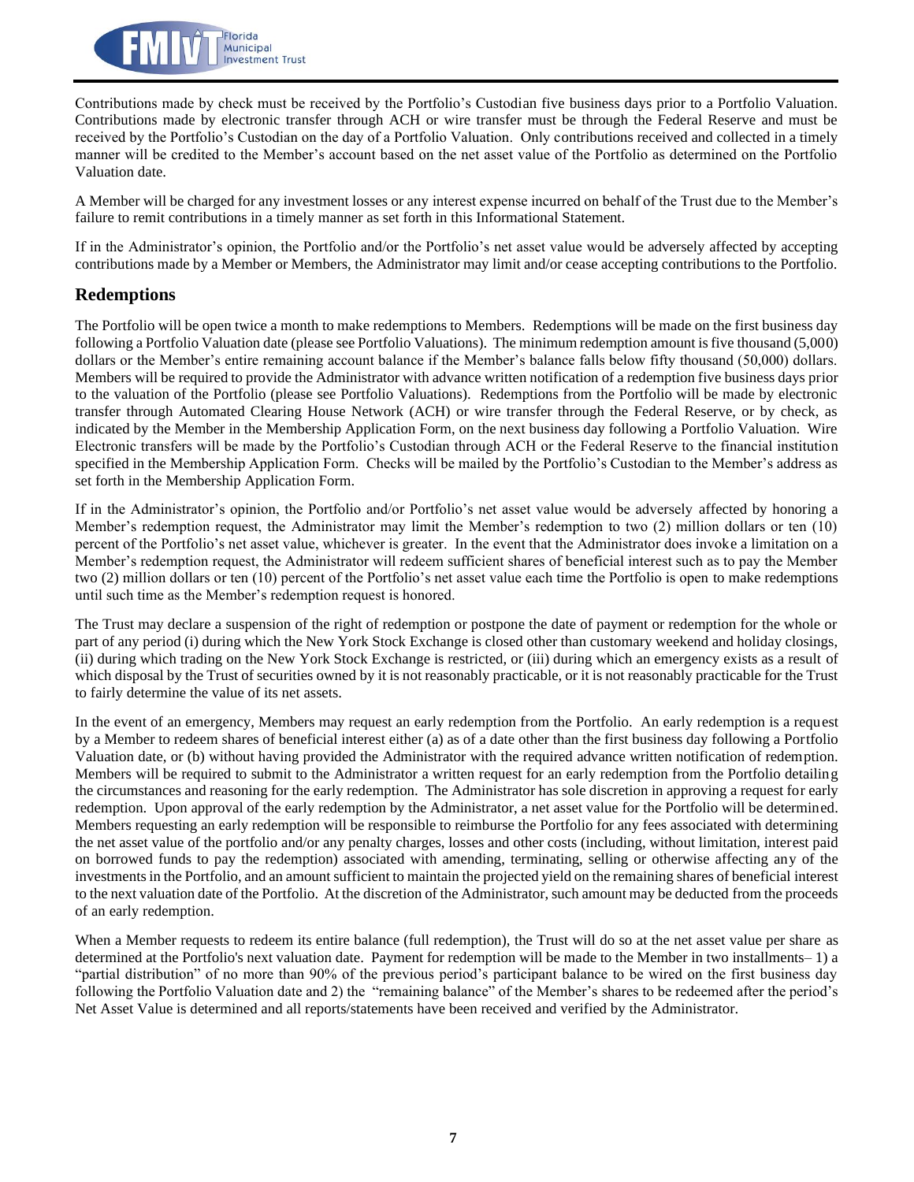Contributions made by check must be received by the Portfolio's Custodian five business days prior to a Portfolio Valuation. Contributions made by electronic transfer through ACH or wire transfer must be through the Federal Reserve and must be received by the Portfolio's Custodian on the day of a Portfolio Valuation. Only contributions received and collected in a timely manner will be credited to the Member's account based on the net asset value of the Portfolio as determined on the Portfolio Valuation date.

A Member will be charged for any investment losses or any interest expense incurred on behalf of the Trust due to the Member's failure to remit contributions in a timely manner as set forth in this Informational Statement.

If in the Administrator's opinion, the Portfolio and/or the Portfolio's net asset value would be adversely affected by accepting contributions made by a Member or Members, the Administrator may limit and/or cease accepting contributions to the Portfolio.

## Redemptions

The Portfolio will be open twice a month to make redemptions to Members. Redemptions will be made on the first business day following a Portfolio Valuation date (please see Portfolio Valuations). The minimum redemption amount is five thousand (5,000) dollars or the Member's entire remaining account balance if the Member's balance falls below fifty thousand (50,000) dollars. Members will be required to provide the Administrator with advance written notification of a redemption five business days prior to the valuation of the Portfolio (please see Portfolio Valuations). Redemptions from the Portfolio will be made by electronic transfer through Automated Clearing House Network (ACH) or wire transfer through the Federal Reserve, or by check, as indicated by the Member in the Membership Application Form, on the next business day following a Portfolio Valuation. Wire Electronic transfers will be made by the Portfolio's Custodian through ACH or the Federal Reserve to the financial institution specified in the Membership Application Form. Checks will be mailed by the Portfolio's Custodian to the Member's address as set forth in the Membership Application Form.

If in the Administrator's opinion, the Portfolio and/or Portfolio's net asset value would be adversely affected by honoring a Member's redemption request, the Administrator may limit the Member's redemption to two (2) million dollars or ten (10) percent of the Portfolio's net asset value, whichever is greater. In the event that the Administrator does invoke a limitation on a Member's redemption request, the Administrator will redeem sufficient shares of beneficial interest such as to pay the Member two (2) million dollars or ten (10) percent of the Portfolio's net asset value each time the Portfolio is open to make redemptions until such time as the Member's redemption request is honored.

The Trust may declare a suspension of the right of redemption or postpone the date of payment or redemption for the whole or part of any period (i) during which the New York Stock Exchange is closed other than customary weekend and holiday closings, (ii) during which trading on the New York Stock Exchange is restricted, or (iii) during which an emergency exists as a result of which disposal by the Trust of securities owned by it is not reasonably practicable, or it is not reasonably practicable for the Trust to fairly determine the value of its net assets.

In the event of an emergency, Members may request an early redemption from the Portfolio. An early redemption is a request by a Member to redeem shares of beneficial interest either (a) as of a date other than the first business day following a Portfolio Valuation date, or (b) without having provided the Administrator with the required advance written notification of redemption. Members will be required to submit to the Administrator a written request for an early redemption from the Portfolio detailing the circumstances and reasoning for the early redemption. The Administrator has sole discretion in approving a request for early redemption. Upon approval of the early redemption by the Administrator, a net asset value for the Portfolio will be determined. Members requesting an early redemption will be responsible to reimburse the Portfolio for any fees associated with determining the net asset value of the portfolio and/or any penalty charges, losses and other costs (including, without limitation, interest paid on borrowed funds to pay the redemption) associated with amending, terminating, selling or otherwise affecting any of the investments in the Portfolio, and an amount sufficient to maintain the projected yield on the remaining shares of beneficial interest to the next valuation date of the Portfolio. At the discretion of the Administrator, such amount may be deducted from the proceeds of an early redemption.

When a Member requests to redeem its entire balance (full redemption), the Trust will do so at the net asset value per share as determined at the Portfolio's next valuation date. Payment for redemption will be made to the Member in two installments– 1) a "partial distribution" of no more than 90% of the previous period's participant balance to be wired on the first business day following the Portfolio Valuation date and 2) the "remaining balance" of the Member's shares to be redeemed after the period's Net Asset Value is determined and all reports/statements have been received and verified by the Administrator.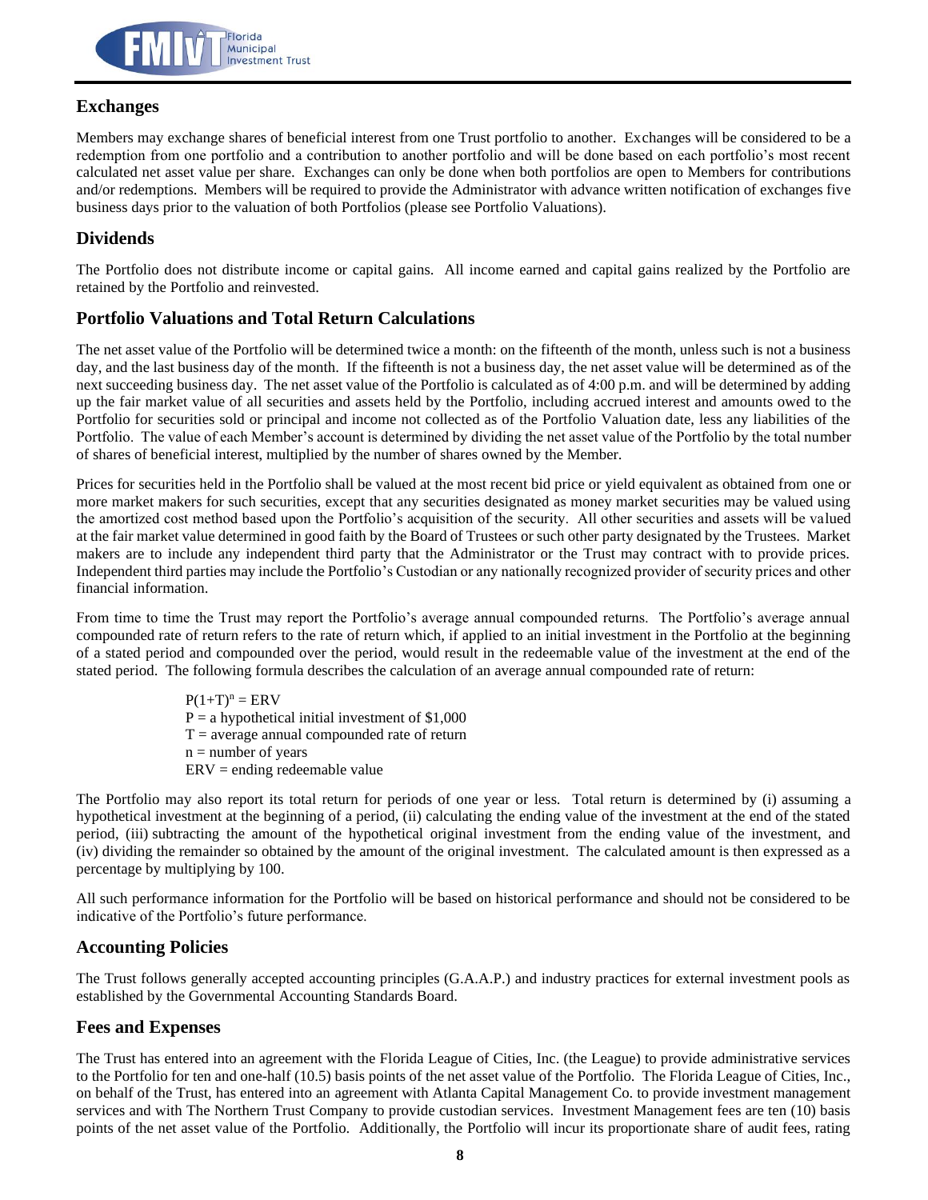## Exchanges

Members may exchange shares of beneficial interest from one Trust portfolio to another. Exchanges will be considered to be a redemption from one portfolio and a contribution to another portfolio and will be done based on each portfolio's most recent calculated net asset value per share. Exchanges can only be done when both portfolios are open to Members for contributions and/or redemptions. Members will be required to provide the Administrator with advance written notification of exchanges five business days prior to the valuation of both Portfolios (please see Portfolio Valuations).

## Dividends

The Portfolio does not distribute income or capital gains. All income earned and capital gains realized by the Portfolio are retained by the Portfolio and reinvested.

## Portfolio Valuations and Total Return Calculations

The net asset value of the Portfolio will be determined twice a month: on the fifteenth of the month, unless such is not a business day, and the last business day of the month. If the fifteenth is not a business day, the net asset value will be determined as of the next succeeding business day. The net asset value of the Portfolio is calculated as of 4:00 p.m. and will be determined by adding up the fair market value of all securities and assets held by the Portfolio, including accrued interest and amounts owed to the Portfolio for securities sold or principal and income not collected as of the Portfolio Valuation date, less any liabilities of the Portfolio. The value of each Member's account is determined by dividing the net asset value of the Portfolio by the total number of shares of beneficial interest, multiplied by the number of shares owned by the Member.

Prices for securities held in the Portfolio shall be valued at the most recent bid price or yield equivalent as obtained from one or more market makers for such securities, except that any securities designated as money market securities may be valued using the amortized cost method based upon the Portfolio's acquisition of the security. All other securities and assets will be valued at the fair market value determined in good faith by the Board of Trustees or such other party designated by the Trustees. Market makers are to include any independent third party that the Administrator or the Trust may contract with to provide prices. Independent third parties may include the Portfolio's Custodian or any nationally recognized provider of security prices and other financial information.

From time to time the Trust may report the Portfolio's average annual compounded returns. The Portfolio's average annual compounded rate of return refers to the rate of return which, if applied to an initial investment in the Portfolio at the beginning of a stated period and compounded over the period, would result in the redeemable value of the investment at the end of the stated period. The following formula describes the calculation of an average annual compounded rate of return:

$$P(1+T)^n = ERV$$

P = a hypothetical initial investment of $1,000
T = average annual compounded rate of return
n = number of years
ERV = ending redeemable value

The Portfolio may also report its total return for periods of one year or less. Total return is determined by (i) assuming a hypothetical investment at the beginning of a period, (ii) calculating the ending value of the investment at the end of the stated period, (iii) subtracting the amount of the hypothetical original investment from the ending value of the investment, and (iv) dividing the remainder so obtained by the amount of the original investment. The calculated amount is then expressed as a percentage by multiplying by 100.

All such performance information for the Portfolio will be based on historical performance and should not be considered to be indicative of the Portfolio's future performance.

## Accounting Policies

The Trust follows generally accepted accounting principles (G.A.A.P.) and industry practices for external investment pools as established by the Governmental Accounting Standards Board.

## Fees and Expenses

The Trust has entered into an agreement with the Florida League of Cities, Inc. (the League) to provide administrative services to the Portfolio for ten and one-half (10.5) basis points of the net asset value of the Portfolio. The Florida League of Cities, Inc., on behalf of the Trust, has entered into an agreement with Atlanta Capital Management Co. to provide investment management services and with The Northern Trust Company to provide custodian services. Investment Management fees are ten (10) basis points of the net asset value of the Portfolio. Additionally, the Portfolio will incur its proportionate share of audit fees, rating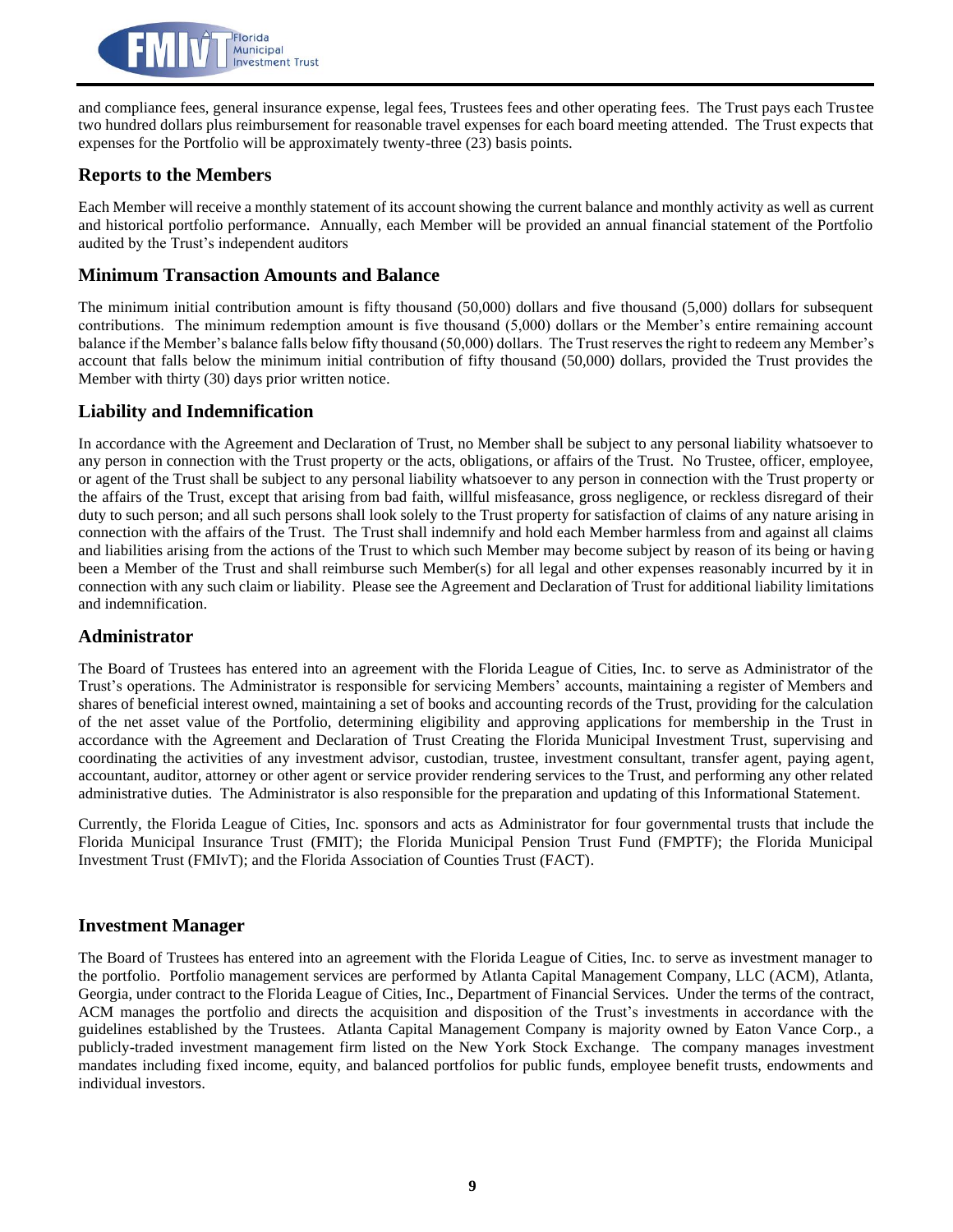and compliance fees, general insurance expense, legal fees, Trustees fees and other operating fees. The Trust pays each Trustee two hundred dollars plus reimbursement for reasonable travel expenses for each board meeting attended. The Trust expects that expenses for the Portfolio will be approximately twenty-three (23) basis points.

## Reports to the Members

Each Member will receive a monthly statement of its account showing the current balance and monthly activity as well as current and historical portfolio performance. Annually, each Member will be provided an annual financial statement of the Portfolio audited by the Trust's independent auditors

## Minimum Transaction Amounts and Balance

The minimum initial contribution amount is fifty thousand (50,000) dollars and five thousand (5,000) dollars for subsequent contributions. The minimum redemption amount is five thousand (5,000) dollars or the Member's entire remaining account balance if the Member's balance falls below fifty thousand (50,000) dollars. The Trust reserves the right to redeem any Member's account that falls below the minimum initial contribution of fifty thousand (50,000) dollars, provided the Trust provides the Member with thirty (30) days prior written notice.

## Liability and Indemnification

In accordance with the Agreement and Declaration of Trust, no Member shall be subject to any personal liability whatsoever to any person in connection with the Trust property or the acts, obligations, or affairs of the Trust. No Trustee, officer, employee, or agent of the Trust shall be subject to any personal liability whatsoever to any person in connection with the Trust property or the affairs of the Trust, except that arising from bad faith, willful misfeasance, gross negligence, or reckless disregard of their duty to such person; and all such persons shall look solely to the Trust property for satisfaction of claims of any nature arising in connection with the affairs of the Trust. The Trust shall indemnify and hold each Member harmless from and against all claims and liabilities arising from the actions of the Trust to which such Member may become subject by reason of its being or having been a Member of the Trust and shall reimburse such Member(s) for all legal and other expenses reasonably incurred by it in connection with any such claim or liability. Please see the Agreement and Declaration of Trust for additional liability limitations and indemnification.

## Administrator

The Board of Trustees has entered into an agreement with the Florida League of Cities, Inc. to serve as Administrator of the Trust's operations. The Administrator is responsible for servicing Members' accounts, maintaining a register of Members and shares of beneficial interest owned, maintaining a set of books and accounting records of the Trust, providing for the calculation of the net asset value of the Portfolio, determining eligibility and approving applications for membership in the Trust in accordance with the Agreement and Declaration of Trust Creating the Florida Municipal Investment Trust, supervising and coordinating the activities of any investment advisor, custodian, trustee, investment consultant, transfer agent, paying agent, accountant, auditor, attorney or other agent or service provider rendering services to the Trust, and performing any other related administrative duties. The Administrator is also responsible for the preparation and updating of this Informational Statement.

Currently, the Florida League of Cities, Inc. sponsors and acts as Administrator for four governmental trusts that include the Florida Municipal Insurance Trust (FMIT); the Florida Municipal Pension Trust Fund (FMPTF); the Florida Municipal Investment Trust (FMIvT); and the Florida Association of Counties Trust (FACT).

## Investment Manager

The Board of Trustees has entered into an agreement with the Florida League of Cities, Inc. to serve as investment manager to the portfolio. Portfolio management services are performed by Atlanta Capital Management Company, LLC (ACM), Atlanta, Georgia, under contract to the Florida League of Cities, Inc., Department of Financial Services. Under the terms of the contract, ACM manages the portfolio and directs the acquisition and disposition of the Trust's investments in accordance with the guidelines established by the Trustees. Atlanta Capital Management Company is majority owned by Eaton Vance Corp., a publicly-traded investment management firm listed on the New York Stock Exchange. The company manages investment mandates including fixed income, equity, and balanced portfolios for public funds, employee benefit trusts, endowments and individual investors.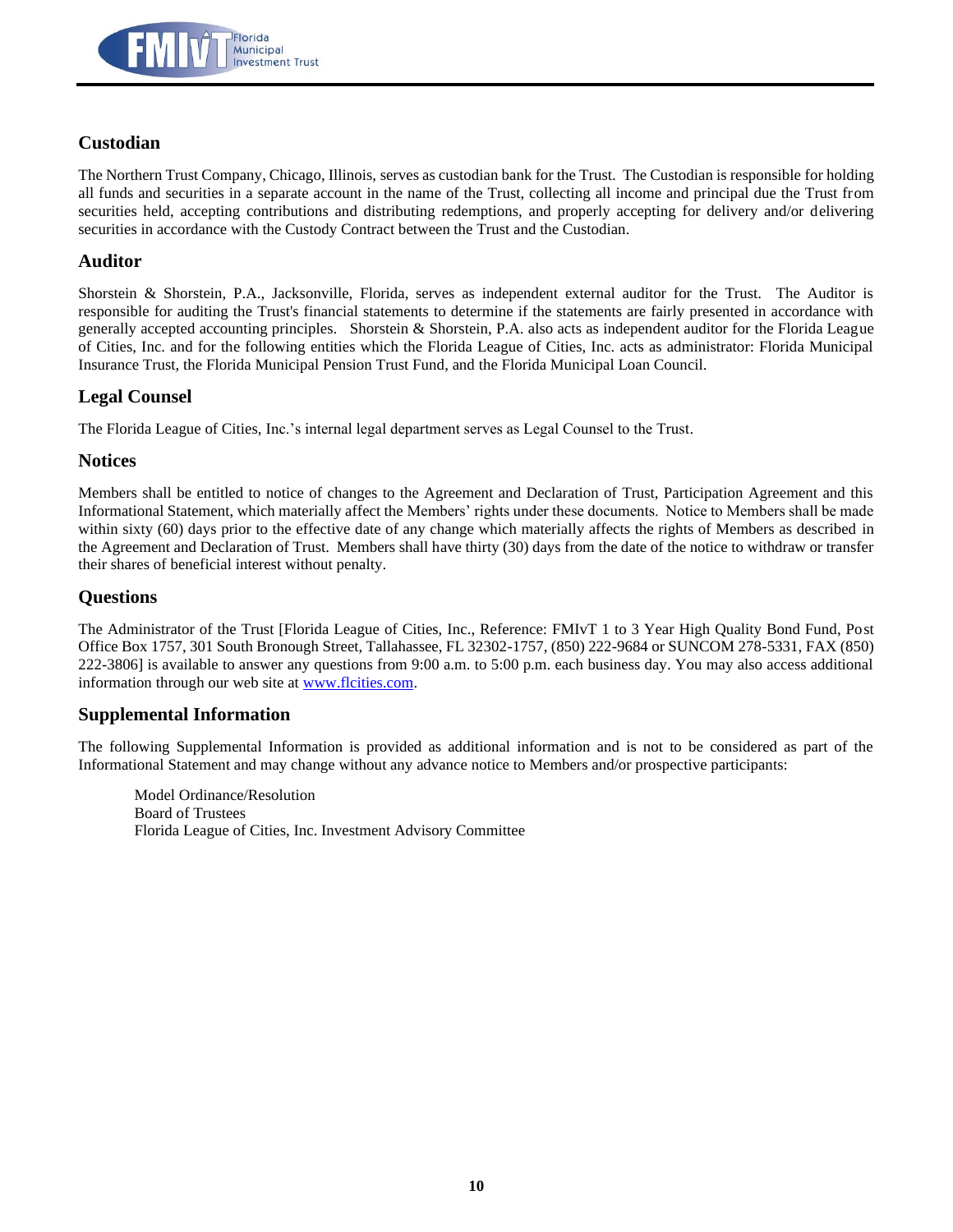## Custodian

The Northern Trust Company, Chicago, Illinois, serves as custodian bank for the Trust. The Custodian is responsible for holding all funds and securities in a separate account in the name of the Trust, collecting all income and principal due the Trust from securities held, accepting contributions and distributing redemptions, and properly accepting for delivery and/or delivering securities in accordance with the Custody Contract between the Trust and the Custodian.

## Auditor

Shorstein & Shorstein, P.A., Jacksonville, Florida, serves as independent external auditor for the Trust. The Auditor is responsible for auditing the Trust's financial statements to determine if the statements are fairly presented in accordance with generally accepted accounting principles. Shorstein & Shorstein, P.A. also acts as independent auditor for the Florida League of Cities, Inc. and for the following entities which the Florida League of Cities, Inc. acts as administrator: Florida Municipal Insurance Trust, the Florida Municipal Pension Trust Fund, and the Florida Municipal Loan Council.

## Legal Counsel

The Florida League of Cities, Inc.'s internal legal department serves as Legal Counsel to the Trust.

## Notices

Members shall be entitled to notice of changes to the Agreement and Declaration of Trust, Participation Agreement and this Informational Statement, which materially affect the Members' rights under these documents. Notice to Members shall be made within sixty (60) days prior to the effective date of any change which materially affects the rights of Members as described in the Agreement and Declaration of Trust. Members shall have thirty (30) days from the date of the notice to withdraw or transfer their shares of beneficial interest without penalty.

## Questions

The Administrator of the Trust [Florida League of Cities, Inc., Reference: FMIvT 1 to 3 Year High Quality Bond Fund, Post Office Box 1757, 301 South Bronough Street, Tallahassee, FL 32302-1757, (850) 222-9684 or SUNCOM 278-5331, FAX (850) 222-3806] is available to answer any questions from 9:00 a.m. to 5:00 p.m. each business day. You may also access additional information through our web site at www.flcities.com.

## Supplemental Information

The following Supplemental Information is provided as additional information and is not to be considered as part of the Informational Statement and may change without any advance notice to Members and/or prospective participants:

Model Ordinance/Resolution
Board of Trustees
Florida League of Cities, Inc. Investment Advisory Committee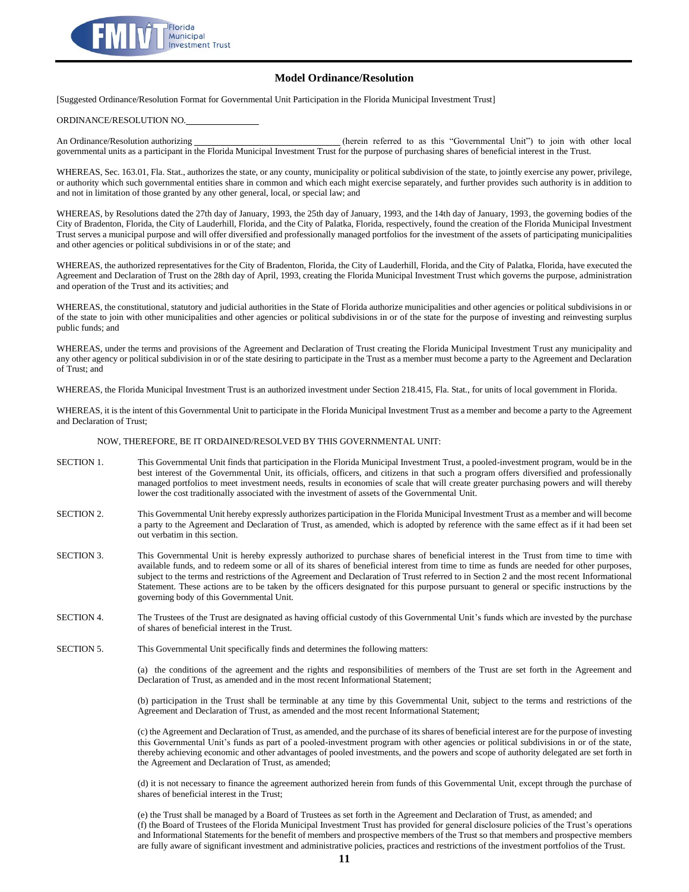## Model Ordinance/Resolution

[Suggested Ordinance/Resolution Format for Governmental Unit Participation in the Florida Municipal Investment Trust]

ORDINANCE/RESOLUTION NO.________________

An Ordinance/Resolution authorizing ________________________________ (herein referred to as this "Governmental Unit") to join with other local governmental units as a participant in the Florida Municipal Investment Trust for the purpose of purchasing shares of beneficial interest in the Trust.

WHEREAS, Sec. 163.01, Fla. Stat., authorizes the state, or any county, municipality or political subdivision of the state, to jointly exercise any power, privilege, or authority which such governmental entities share in common and which each might exercise separately, and further provides such authority is in addition to and not in limitation of those granted by any other general, local, or special law; and

WHEREAS, by Resolutions dated the 27th day of January, 1993, the 25th day of January, 1993, and the 14th day of January, 1993, the governing bodies of the City of Bradenton, Florida, the City of Lauderhill, Florida, and the City of Palatka, Florida, respectively, found the creation of the Florida Municipal Investment Trust serves a municipal purpose and will offer diversified and professionally managed portfolios for the investment of the assets of participating municipalities and other agencies or political subdivisions in or of the state; and

WHEREAS, the authorized representatives for the City of Bradenton, Florida, the City of Lauderhill, Florida, and the City of Palatka, Florida, have executed the Agreement and Declaration of Trust on the 28th day of April, 1993, creating the Florida Municipal Investment Trust which governs the purpose, administration and operation of the Trust and its activities; and

WHEREAS, the constitutional, statutory and judicial authorities in the State of Florida authorize municipalities and other agencies or political subdivisions in or of the state to join with other municipalities and other agencies or political subdivisions in or of the state for the purpose of investing and reinvesting surplus public funds; and

WHEREAS, under the terms and provisions of the Agreement and Declaration of Trust creating the Florida Municipal Investment Trust any municipality and any other agency or political subdivision in or of the state desiring to participate in the Trust as a member must become a party to the Agreement and Declaration of Trust; and

WHEREAS, the Florida Municipal Investment Trust is an authorized investment under Section 218.415, Fla. Stat., for units of local government in Florida.

WHEREAS, it is the intent of this Governmental Unit to participate in the Florida Municipal Investment Trust as a member and become a party to the Agreement and Declaration of Trust;

NOW, THEREFORE, BE IT ORDAINED/RESOLVED BY THIS GOVERNMENTAL UNIT:

SECTION 1. This Governmental Unit finds that participation in the Florida Municipal Investment Trust, a pooled-investment program, would be in the best interest of the Governmental Unit, its officials, officers, and citizens in that such a program offers diversified and professionally managed portfolios to meet investment needs, results in economies of scale that will create greater purchasing powers and will thereby lower the cost traditionally associated with the investment of assets of the Governmental Unit.

SECTION 2. This Governmental Unit hereby expressly authorizes participation in the Florida Municipal Investment Trust as a member and will become a party to the Agreement and Declaration of Trust, as amended, which is adopted by reference with the same effect as if it had been set out verbatim in this section.

SECTION 3. This Governmental Unit is hereby expressly authorized to purchase shares of beneficial interest in the Trust from time to time with available funds, and to redeem some or all of its shares of beneficial interest from time to time as funds are needed for other purposes, subject to the terms and restrictions of the Agreement and Declaration of Trust referred to in Section 2 and the most recent Informational Statement. These actions are to be taken by the officers designated for this purpose pursuant to general or specific instructions by the governing body of this Governmental Unit.

SECTION 4. The Trustees of the Trust are designated as having official custody of this Governmental Unit's funds which are invested by the purchase of shares of beneficial interest in the Trust.

SECTION 5. This Governmental Unit specifically finds and determines the following matters:

(a) the conditions of the agreement and the rights and responsibilities of members of the Trust are set forth in the Agreement and Declaration of Trust, as amended and in the most recent Informational Statement;

(b) participation in the Trust shall be terminable at any time by this Governmental Unit, subject to the terms and restrictions of the Agreement and Declaration of Trust, as amended and the most recent Informational Statement;

(c) the Agreement and Declaration of Trust, as amended, and the purchase of its shares of beneficial interest are for the purpose of investing this Governmental Unit's funds as part of a pooled-investment program with other agencies or political subdivisions in or of the state, thereby achieving economic and other advantages of pooled investments, and the powers and scope of authority delegated are set forth in the Agreement and Declaration of Trust, as amended;

(d) it is not necessary to finance the agreement authorized herein from funds of this Governmental Unit, except through the purchase of shares of beneficial interest in the Trust;

(e) the Trust shall be managed by a Board of Trustees as set forth in the Agreement and Declaration of Trust, as amended; and

(f) the Board of Trustees of the Florida Municipal Investment Trust has provided for general disclosure policies of the Trust's operations and Informational Statements for the benefit of members and prospective members of the Trust so that members and prospective members are fully aware of significant investment and administrative policies, practices and restrictions of the investment portfolios of the Trust.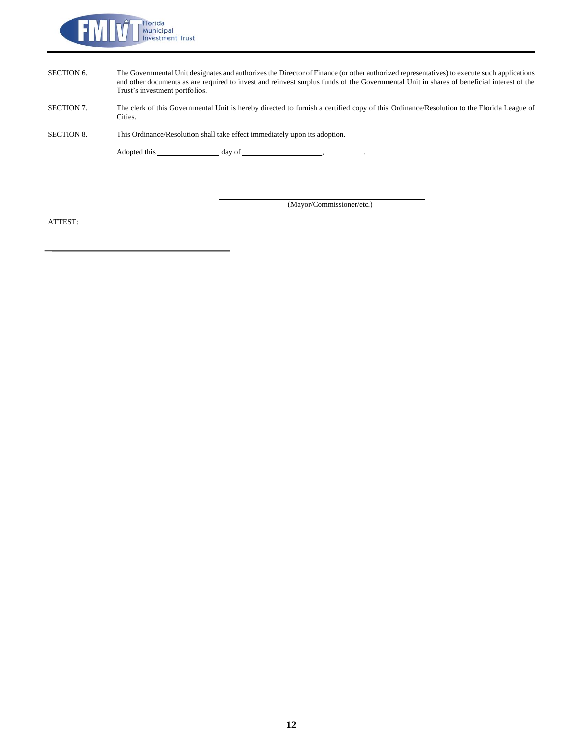SECTION 6. The Governmental Unit designates and authorizes the Director of Finance (or other authorized representatives) to execute such applications and other documents as are required to invest and reinvest surplus funds of the Governmental Unit in shares of beneficial interest of the Trust's investment portfolios.

SECTION 7. The clerk of this Governmental Unit is hereby directed to furnish a certified copy of this Ordinance/Resolution to the Florida League of Cities.

SECTION 8. This Ordinance/Resolution shall take effect immediately upon its adoption.

Adopted this ________________ day of ____________________, __________.

\_\_\_\_\_\_\_\_\_\_\_\_\_\_\_\_\_\_\_\_\_\_\_\_\_\_\_\_\_\_\_\_\_\_\_\_\_\_\_\_
(Mayor/Commissioner/etc.)

ATTEST:

\_\_\_\_\_\_\_\_\_\_\_\_\_\_\_\_\_\_\_\_\_\_\_\_\_\_\_\_\_\_\_\_\_\_\_\_\_\_\_\_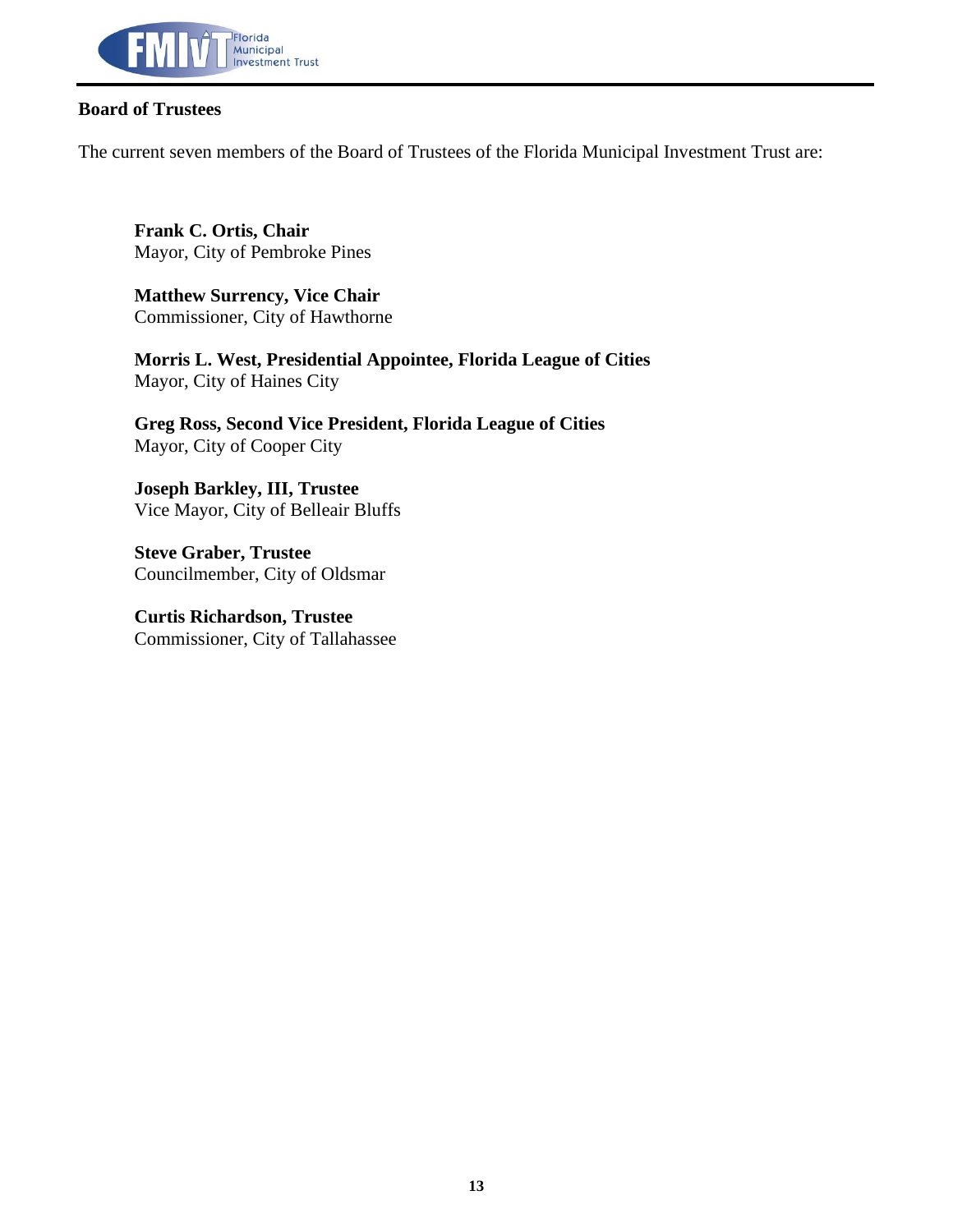## Board of Trustees

The current seven members of the Board of Trustees of the Florida Municipal Investment Trust are:

**Frank C. Ortis, Chair**
Mayor, City of Pembroke Pines

**Matthew Surrency, Vice Chair**
Commissioner, City of Hawthorne

**Morris L. West, Presidential Appointee, Florida League of Cities**
Mayor, City of Haines City

**Greg Ross, Second Vice President, Florida League of Cities**
Mayor, City of Cooper City

**Joseph Barkley, III, Trustee**
Vice Mayor, City of Belleair Bluffs

**Steve Graber, Trustee**
Councilmember, City of Oldsmar

**Curtis Richardson, Trustee**
Commissioner, City of Tallahassee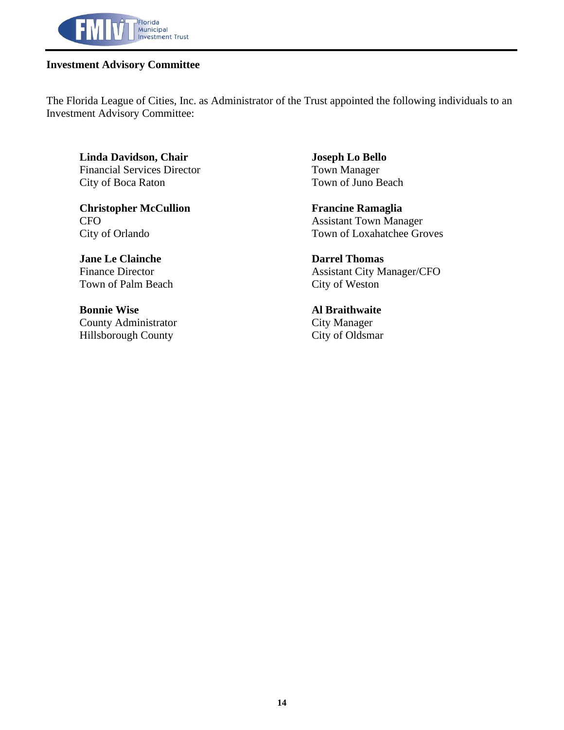## Investment Advisory Committee

The Florida League of Cities, Inc. as Administrator of the Trust appointed the following individuals to an Investment Advisory Committee:

**Linda Davidson, Chair**
Financial Services Director
City of Boca Raton

**Christopher McCullion**
CFO
City of Orlando

**Jane Le Clainche**
Finance Director
Town of Palm Beach

**Bonnie Wise**
County Administrator
Hillsborough County

**Joseph Lo Bello**
Town Manager
Town of Juno Beach

**Francine Ramaglia**
Assistant Town Manager
Town of Loxahatchee Groves

**Darrel Thomas**
Assistant City Manager/CFO
City of Weston

**Al Braithwaite**
City Manager
City of Oldsmar